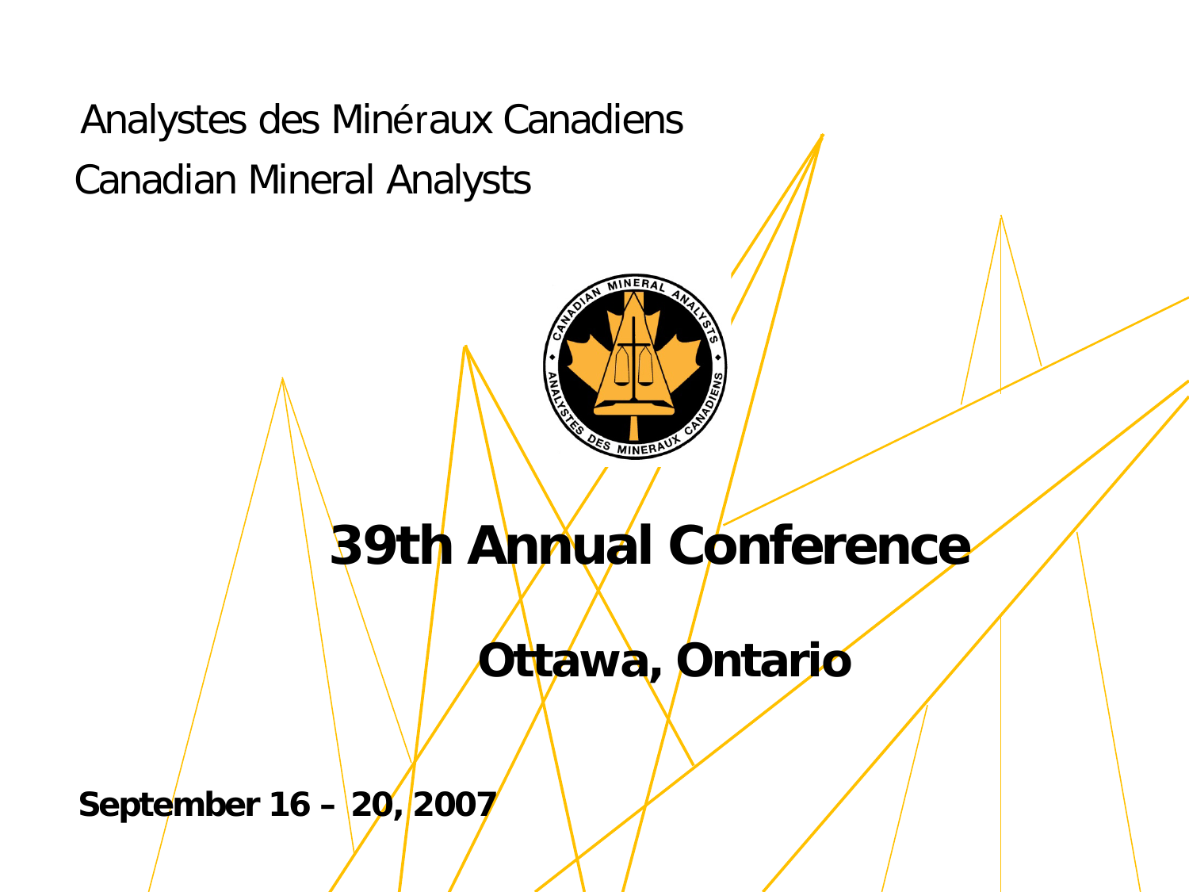Analystes des Minéraux Canadiens

Canadian Mineral Analysts

# 39th Annual Conference

## Ottawa, Ontario

**September 16 – 20, 2007**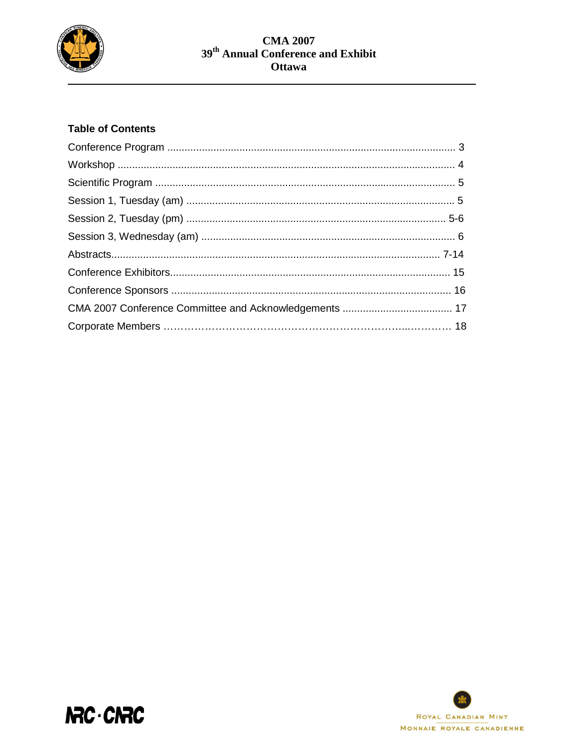## Table of Contents

Conference Program .................................................................................................... 3

Workshop .................................................................................................................... 4

Scientific Program ....................................................................................................... 5

Session 1, Tuesday (am) ............................................................................................ 5

Session 2, Tuesday (pm) ......................................................................................... 5-6

Session 3, Wednesday (am) ....................................................................................... 6

Abstracts.................................................................................................................. 7-14

Conference Exhibitors................................................................................................ 15

Conference Sponsors ................................................................................................ 16

CMA 2007 Conference Committee and Acknowledgements ...................................... 17

Corporate Members ……………………………………………………………..………… 18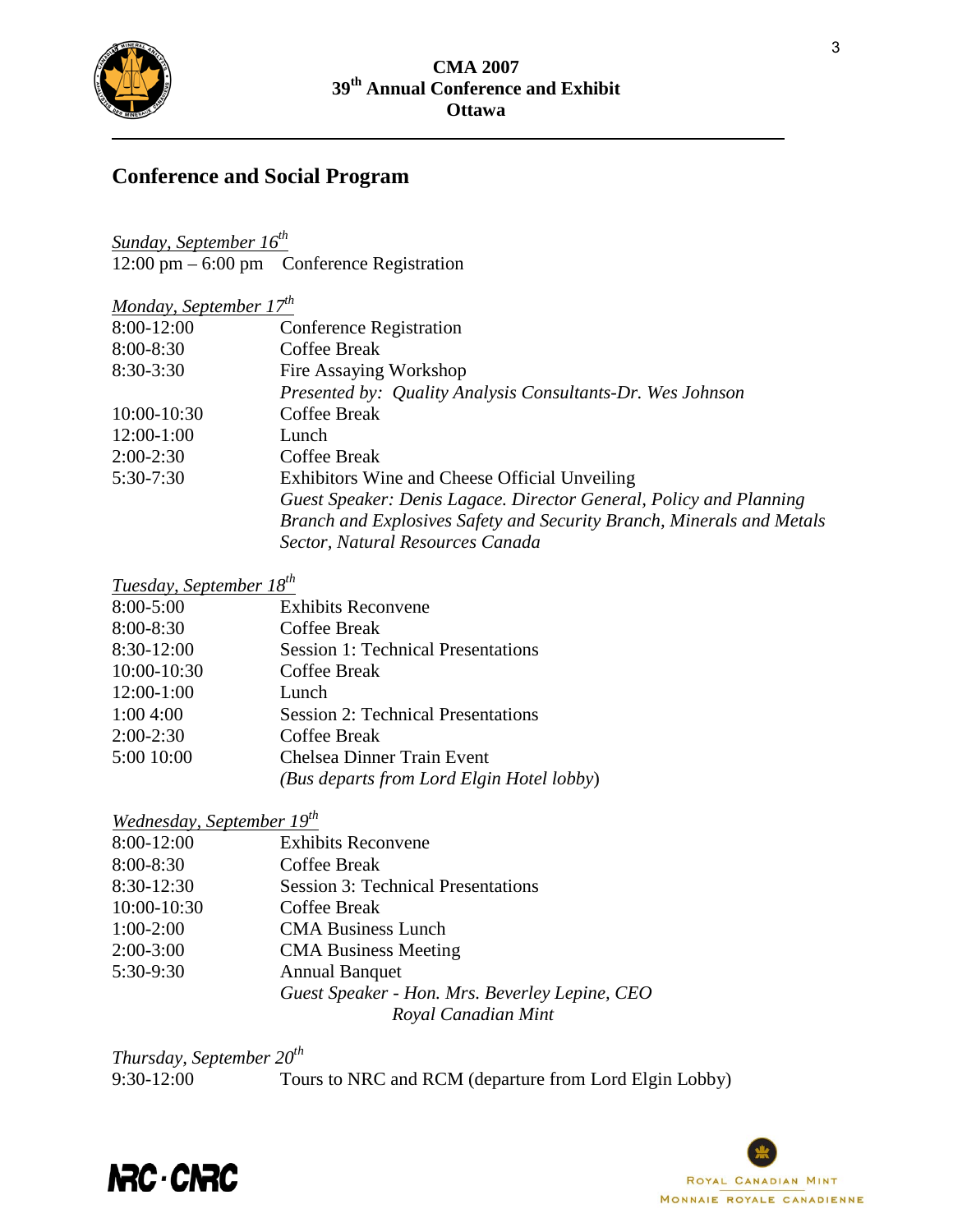# Conference and Social Program

*Sunday, September 16th*

12:00 pm – 6:00 pm Conference Registration

*Monday, September 17th*

| | |
|---|---|
| 8:00-12:00 | Conference Registration |
| 8:00-8:30 | Coffee Break |
| 8:30-3:30 | Fire Assaying Workshop<br>*Presented by: Quality Analysis Consultants-Dr. Wes Johnson* |
| 10:00-10:30 | Coffee Break |
| 12:00-1:00 | Lunch |
| 2:00-2:30 | Coffee Break |
| 5:30-7:30 | Exhibitors Wine and Cheese Official Unveiling<br>*Guest Speaker: Denis Lagace. Director General, Policy and Planning Branch and Explosives Safety and Security Branch, Minerals and Metals Sector, Natural Resources Canada* |

*Tuesday, September 18th*

| | |
|---|---|
| 8:00-5:00 | Exhibits Reconvene |
| 8:00-8:30 | Coffee Break |
| 8:30-12:00 | Session 1: Technical Presentations |
| 10:00-10:30 | Coffee Break |
| 12:00-1:00 | Lunch |
| 1:00 4:00 | Session 2: Technical Presentations |
| 2:00-2:30 | Coffee Break |
| 5:00 10:00 | Chelsea Dinner Train Event<br>*(Bus departs from Lord Elgin Hotel lobby)* |

*Wednesday, September 19th*

| | |
|---|---|
| 8:00-12:00 | Exhibits Reconvene |
| 8:00-8:30 | Coffee Break |
| 8:30-12:30 | Session 3: Technical Presentations |
| 10:00-10:30 | Coffee Break |
| 1:00-2:00 | CMA Business Lunch |
| 2:00-3:00 | CMA Business Meeting |
| 5:30-9:30 | Annual Banquet<br>*Guest Speaker - Hon. Mrs. Beverley Lepine, CEO Royal Canadian Mint* |

*Thursday, September 20th*

| | |
|---|---|
| 9:30-12:00 | Tours to NRC and RCM (departure from Lord Elgin Lobby) |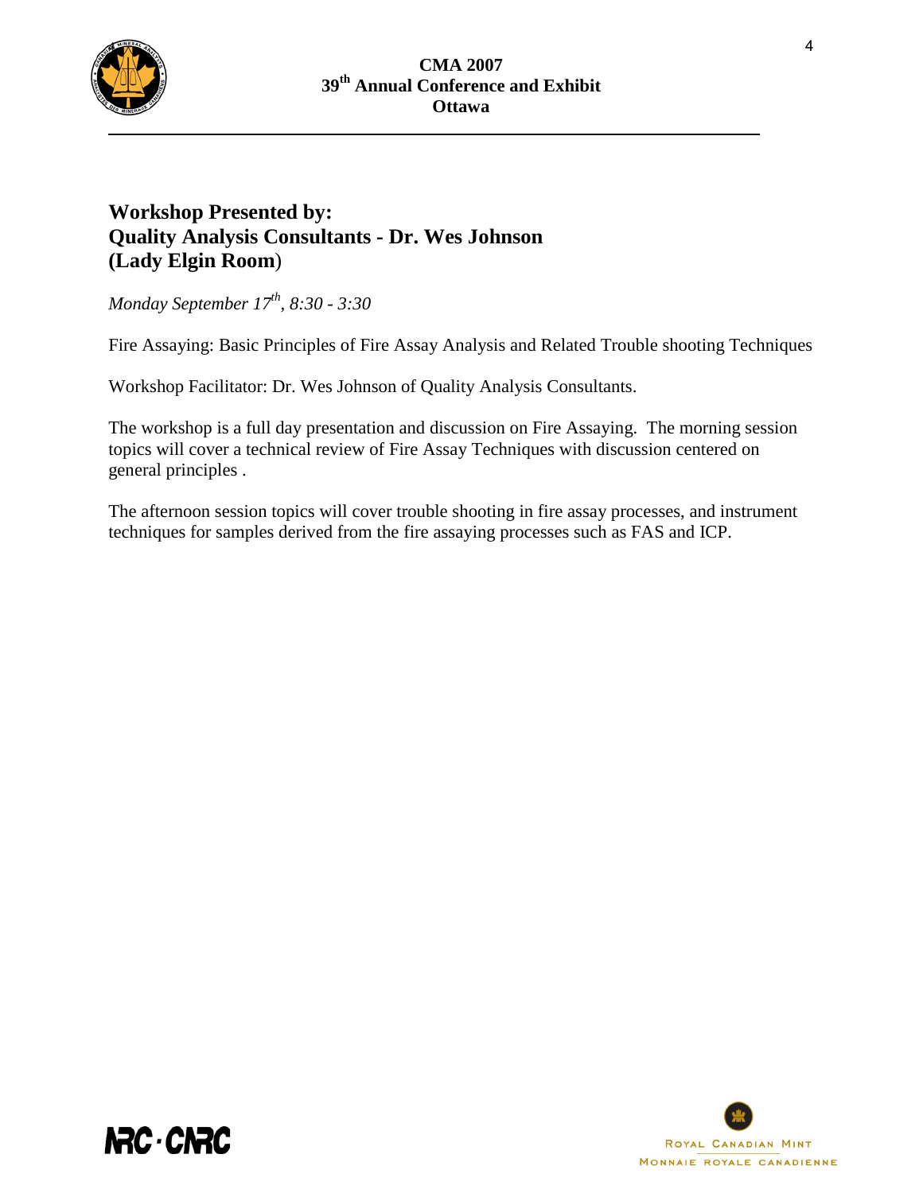## Workshop Presented by:
## Quality Analysis Consultants - Dr. Wes Johnson
## (Lady Elgin Room)

*Monday September 17th, 8:30 - 3:30*

Fire Assaying: Basic Principles of Fire Assay Analysis and Related Trouble shooting Techniques

Workshop Facilitator: Dr. Wes Johnson of Quality Analysis Consultants.

The workshop is a full day presentation and discussion on Fire Assaying. The morning session topics will cover a technical review of Fire Assay Techniques with discussion centered on general principles .

The afternoon session topics will cover trouble shooting in fire assay processes, and instrument techniques for samples derived from the fire assaying processes such as FAS and ICP.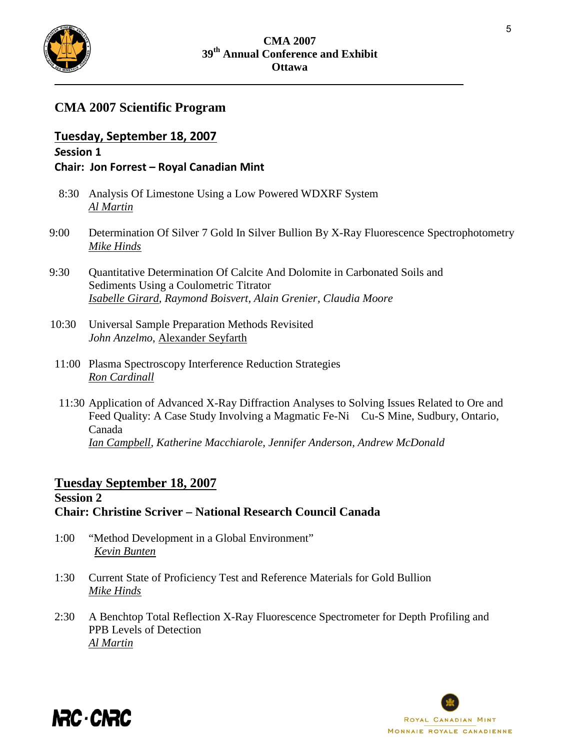## CMA 2007 Scientific Program

### Tuesday, September 18, 2007

**Session 1**

**Chair: Jon Forrest – Royal Canadian Mint**

8:30 Analysis Of Limestone Using a Low Powered WDXRF System
*Al Martin*

9:00 Determination Of Silver 7 Gold In Silver Bullion By X-Ray Fluorescence Spectrophotometry
*Mike Hinds*

9:30 Quantitative Determination Of Calcite And Dolomite in Carbonated Soils and Sediments Using a Coulometric Titrator
*Isabelle Girard, Raymond Boisvert, Alain Grenier, Claudia Moore*

10:30 Universal Sample Preparation Methods Revisited
*John Anzelmo*, Alexander Seyfarth

11:00 Plasma Spectroscopy Interference Reduction Strategies
*Ron Cardinall*

11:30 Application of Advanced X-Ray Diffraction Analyses to Solving Issues Related to Ore and Feed Quality: A Case Study Involving a Magmatic Fe-Ni Cu-S Mine, Sudbury, Ontario, Canada
*Ian Campbell, Katherine Macchiarole, Jennifer Anderson, Andrew McDonald*

### Tuesday September 18, 2007

**Session 2**

**Chair: Christine Scriver – National Research Council Canada**

1:00 "Method Development in a Global Environment"
*Kevin Bunten*

1:30 Current State of Proficiency Test and Reference Materials for Gold Bullion
*Mike Hinds*

2:30 A Benchtop Total Reflection X-Ray Fluorescence Spectrometer for Depth Profiling and PPB Levels of Detection
*Al Martin*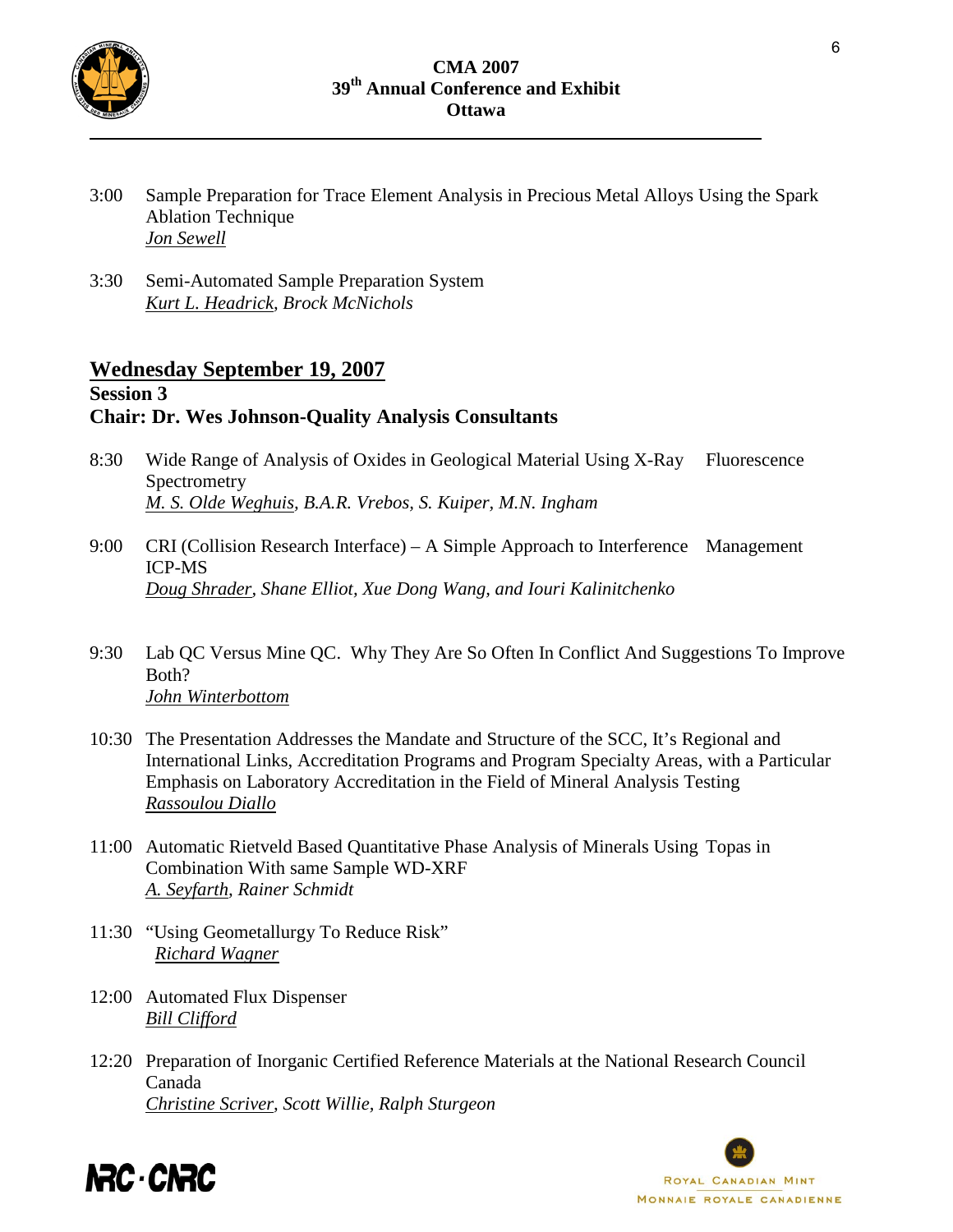3:00 Sample Preparation for Trace Element Analysis in Precious Metal Alloys Using the Spark Ablation Technique
*Jon Sewell*

3:30 Semi-Automated Sample Preparation System
*Kurt L. Headrick, Brock McNichols*

## Wednesday September 19, 2007

### Session 3
### Chair: Dr. Wes Johnson-Quality Analysis Consultants

8:30 Wide Range of Analysis of Oxides in Geological Material Using X-Ray Fluorescence Spectrometry
*M. S. Olde Weghuis, B.A.R. Vrebos, S. Kuiper, M.N. Ingham*

9:00 CRI (Collision Research Interface) – A Simple Approach to Interference Management ICP-MS
*Doug Shrader, Shane Elliot, Xue Dong Wang, and Iouri Kalinitchenko*

9:30 Lab QC Versus Mine QC. Why They Are So Often In Conflict And Suggestions To Improve Both?
*John Winterbottom*

10:30 The Presentation Addresses the Mandate and Structure of the SCC, It's Regional and International Links, Accreditation Programs and Program Specialty Areas, with a Particular Emphasis on Laboratory Accreditation in the Field of Mineral Analysis Testing
*Rassoulou Diallo*

11:00 Automatic Rietveld Based Quantitative Phase Analysis of Minerals Using Topas in Combination With same Sample WD-XRF
*A. Seyfarth, Rainer Schmidt*

11:30 "Using Geometallurgy To Reduce Risk"
*Richard Wagner*

12:00 Automated Flux Dispenser
*Bill Clifford*

12:20 Preparation of Inorganic Certified Reference Materials at the National Research Council Canada
*Christine Scriver, Scott Willie, Ralph Sturgeon*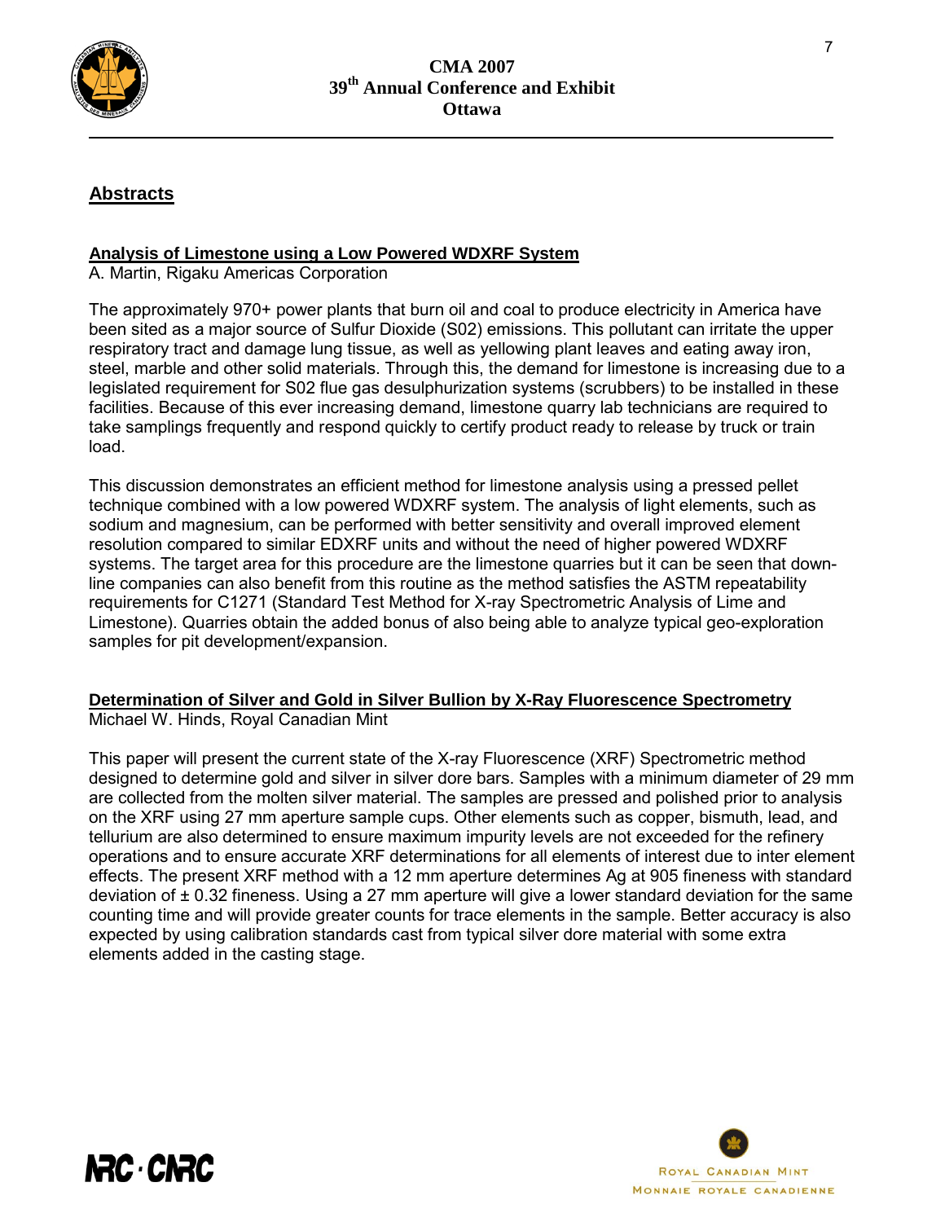## Abstracts

### Analysis of Limestone using a Low Powered WDXRF System

A. Martin, Rigaku Americas Corporation

The approximately 970+ power plants that burn oil and coal to produce electricity in America have been sited as a major source of Sulfur Dioxide (S02) emissions. This pollutant can irritate the upper respiratory tract and damage lung tissue, as well as yellowing plant leaves and eating away iron, steel, marble and other solid materials. Through this, the demand for limestone is increasing due to a legislated requirement for S02 flue gas desulphurization systems (scrubbers) to be installed in these facilities. Because of this ever increasing demand, limestone quarry lab technicians are required to take samplings frequently and respond quickly to certify product ready to release by truck or train load.

This discussion demonstrates an efficient method for limestone analysis using a pressed pellet technique combined with a low powered WDXRF system. The analysis of light elements, such as sodium and magnesium, can be performed with better sensitivity and overall improved element resolution compared to similar EDXRF units and without the need of higher powered WDXRF systems. The target area for this procedure are the limestone quarries but it can be seen that down-line companies can also benefit from this routine as the method satisfies the ASTM repeatability requirements for C1271 (Standard Test Method for X-ray Spectrometric Analysis of Lime and Limestone). Quarries obtain the added bonus of also being able to analyze typical geo-exploration samples for pit development/expansion.

### Determination of Silver and Gold in Silver Bullion by X-Ray Fluorescence Spectrometry

Michael W. Hinds, Royal Canadian Mint

This paper will present the current state of the X-ray Fluorescence (XRF) Spectrometric method designed to determine gold and silver in silver dore bars. Samples with a minimum diameter of 29 mm are collected from the molten silver material. The samples are pressed and polished prior to analysis on the XRF using 27 mm aperture sample cups. Other elements such as copper, bismuth, lead, and tellurium are also determined to ensure maximum impurity levels are not exceeded for the refinery operations and to ensure accurate XRF determinations for all elements of interest due to inter element effects. The present XRF method with a 12 mm aperture determines Ag at 905 fineness with standard deviation of ± 0.32 fineness. Using a 27 mm aperture will give a lower standard deviation for the same counting time and will provide greater counts for trace elements in the sample. Better accuracy is also expected by using calibration standards cast from typical silver dore material with some extra elements added in the casting stage.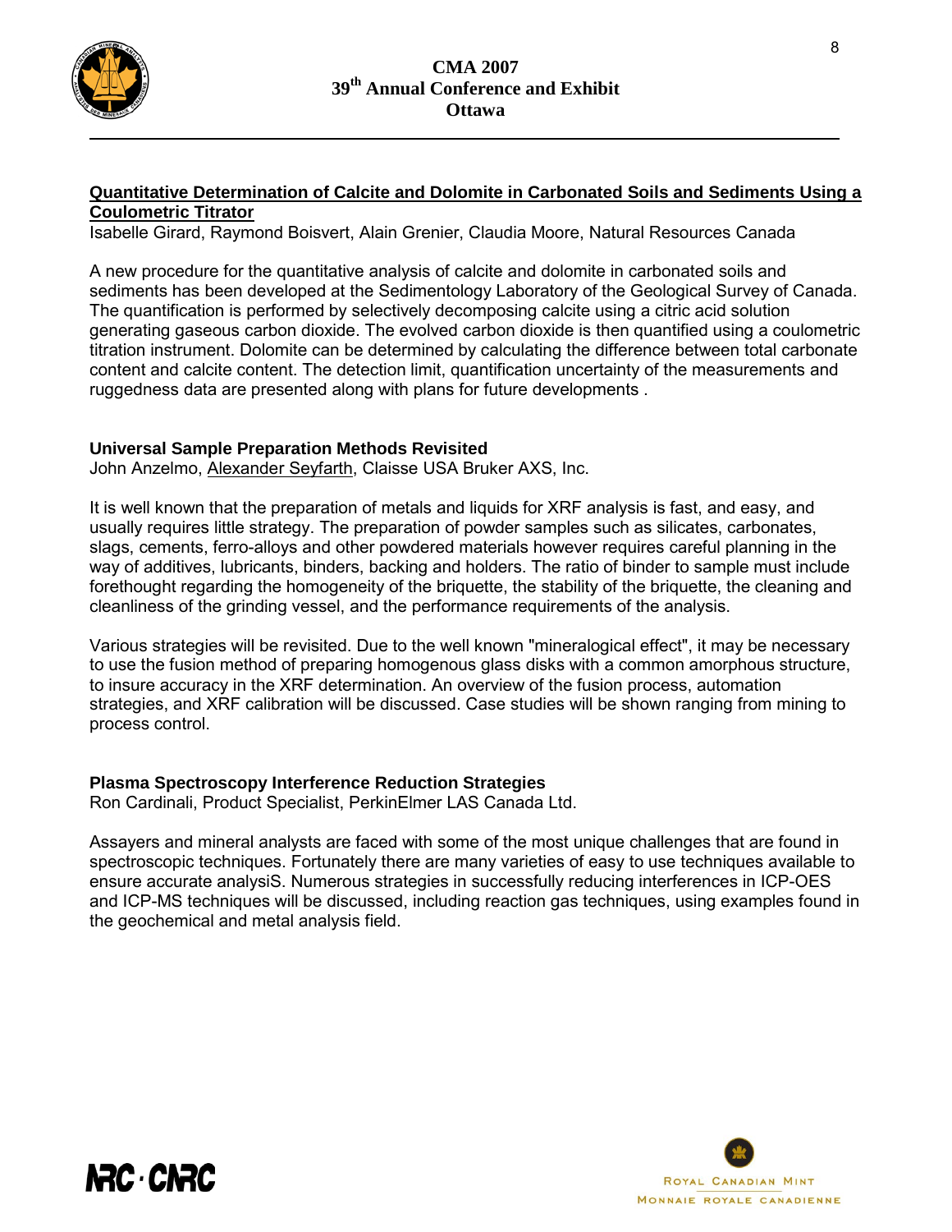### Quantitative Determination of Calcite and Dolomite in Carbonated Soils and Sediments Using a Coulometric Titrator

Isabelle Girard, Raymond Boisvert, Alain Grenier, Claudia Moore, Natural Resources Canada

A new procedure for the quantitative analysis of calcite and dolomite in carbonated soils and sediments has been developed at the Sedimentology Laboratory of the Geological Survey of Canada. The quantification is performed by selectively decomposing calcite using a citric acid solution generating gaseous carbon dioxide. The evolved carbon dioxide is then quantified using a coulometric titration instrument. Dolomite can be determined by calculating the difference between total carbonate content and calcite content. The detection limit, quantification uncertainty of the measurements and ruggedness data are presented along with plans for future developments .

### Universal Sample Preparation Methods Revisited

John Anzelmo, Alexander Seyfarth, Claisse USA Bruker AXS, Inc.

It is well known that the preparation of metals and liquids for XRF analysis is fast, and easy, and usually requires little strategy. The preparation of powder samples such as silicates, carbonates, slags, cements, ferro-alloys and other powdered materials however requires careful planning in the way of additives, lubricants, binders, backing and holders. The ratio of binder to sample must include forethought regarding the homogeneity of the briquette, the stability of the briquette, the cleaning and cleanliness of the grinding vessel, and the performance requirements of the analysis.

Various strategies will be revisited. Due to the well known "mineralogical effect", it may be necessary to use the fusion method of preparing homogenous glass disks with a common amorphous structure, to insure accuracy in the XRF determination. An overview of the fusion process, automation strategies, and XRF calibration will be discussed. Case studies will be shown ranging from mining to process control.

### Plasma Spectroscopy Interference Reduction Strategies

Ron Cardinali, Product Specialist, PerkinElmer LAS Canada Ltd.

Assayers and mineral analysts are faced with some of the most unique challenges that are found in spectroscopic techniques. Fortunately there are many varieties of easy to use techniques available to ensure accurate analysiS. Numerous strategies in successfully reducing interferences in ICP-OES and ICP-MS techniques will be discussed, including reaction gas techniques, using examples found in the geochemical and metal analysis field.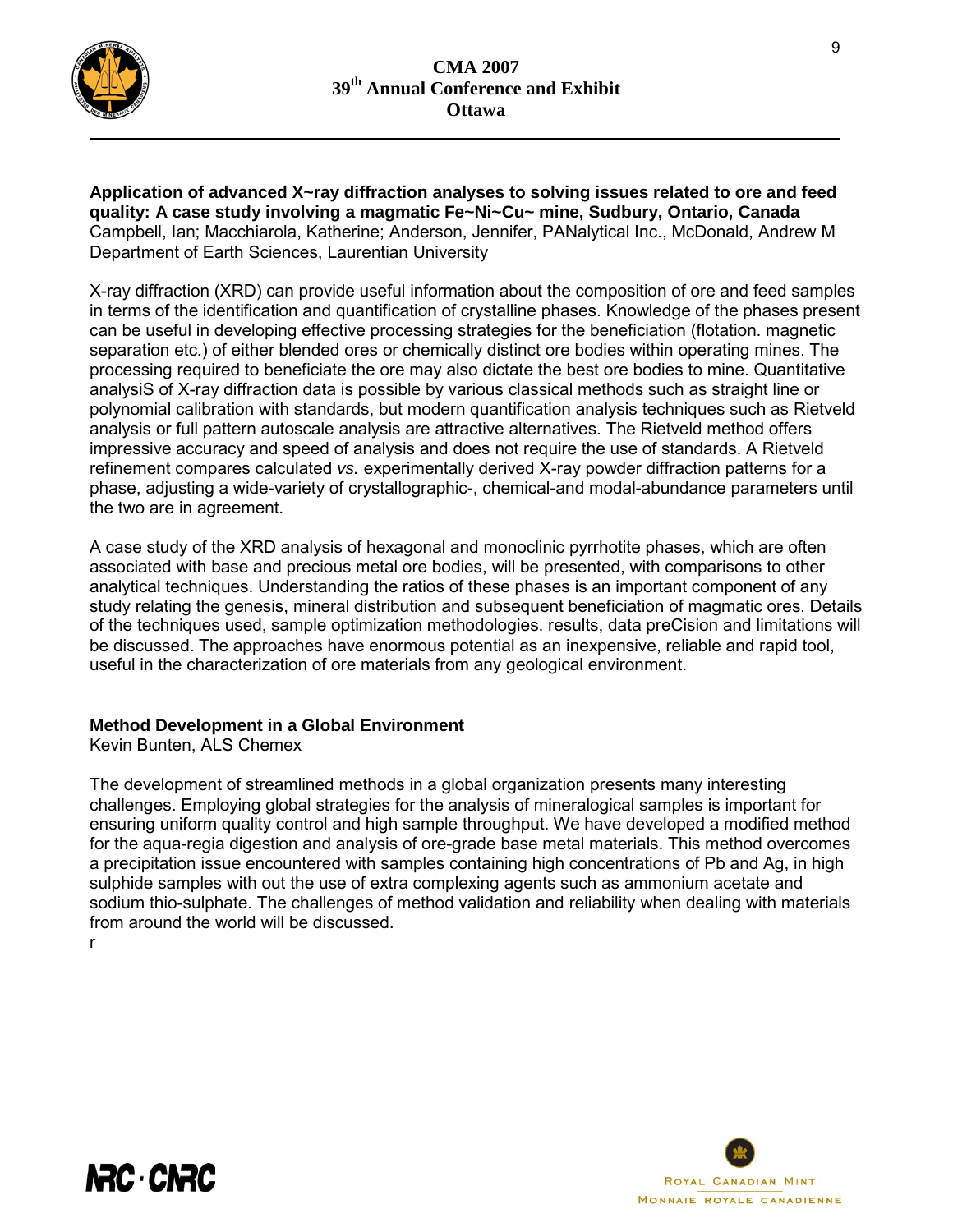**Application of advanced X~ray diffraction analyses to solving issues related to ore and feed quality: A case study involving a magmatic Fe~Ni~Cu~ mine, Sudbury, Ontario, Canada**
Campbell, Ian; Macchiarola, Katherine; Anderson, Jennifer, PANalytical Inc., McDonald, Andrew M Department of Earth Sciences, Laurentian University

X-ray diffraction (XRD) can provide useful information about the composition of ore and feed samples in terms of the identification and quantification of crystalline phases. Knowledge of the phases present can be useful in developing effective processing strategies for the beneficiation (flotation. magnetic separation etc.) of either blended ores or chemically distinct ore bodies within operating mines. The processing required to beneficiate the ore may also dictate the best ore bodies to mine. Quantitative analysiS of X-ray diffraction data is possible by various classical methods such as straight line or polynomial calibration with standards, but modern quantification analysis techniques such as Rietveld analysis or full pattern autoscale analysis are attractive alternatives. The Rietveld method offers impressive accuracy and speed of analysis and does not require the use of standards. A Rietveld refinement compares calculated *vs.* experimentally derived X-ray powder diffraction patterns for a phase, adjusting a wide-variety of crystallographic-, chemical-and modal-abundance parameters until the two are in agreement.

A case study of the XRD analysis of hexagonal and monoclinic pyrrhotite phases, which are often associated with base and precious metal ore bodies, will be presented, with comparisons to other analytical techniques. Understanding the ratios of these phases is an important component of any study relating the genesis, mineral distribution and subsequent beneficiation of magmatic ores. Details of the techniques used, sample optimization methodologies. results, data preCision and limitations will be discussed. The approaches have enormous potential as an inexpensive, reliable and rapid tool, useful in the characterization of ore materials from any geological environment.

**Method Development in a Global Environment**
Kevin Bunten, ALS Chemex

The development of streamlined methods in a global organization presents many interesting challenges. Employing global strategies for the analysis of mineralogical samples is important for ensuring uniform quality control and high sample throughput. We have developed a modified method for the aqua-regia digestion and analysis of ore-grade base metal materials. This method overcomes a precipitation issue encountered with samples containing high concentrations of Pb and Ag, in high sulphide samples with out the use of extra complexing agents such as ammonium acetate and sodium thio-sulphate. The challenges of method validation and reliability when dealing with materials from around the world will be discussed.
r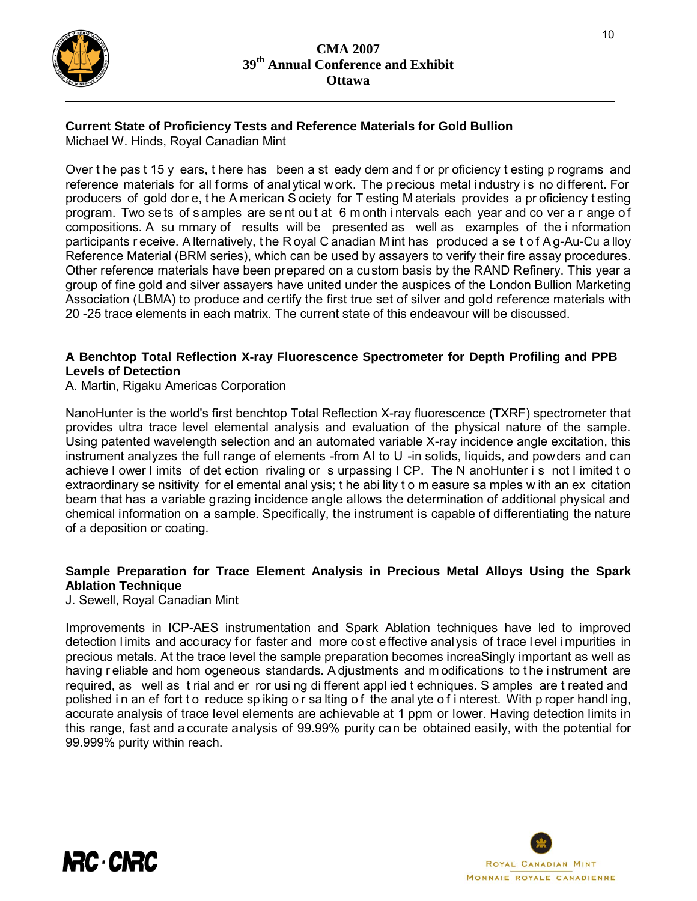### Current State of Proficiency Tests and Reference Materials for Gold Bullion

Michael W. Hinds, Royal Canadian Mint

Over the past 15 years, there has been a steady demand for proficiency testing programs and reference materials for all forms of analytical work. The precious metal industry is no different. For producers of gold dore, the American Society for Testing Materials provides a proficiency testing program. Two sets of samples are sent out at 6 month intervals each year and cover a range of compositions. A summary of results will be presented as well as examples of the information participants receive. Alternatively, the Royal Canadian Mint has produced a set of Ag-Au-Cu alloy Reference Material (BRM series), which can be used by assayers to verify their fire assay procedures. Other reference materials have been prepared on a custom basis by the RAND Refinery. This year a group of fine gold and silver assayers have united under the auspices of the London Bullion Marketing Association (LBMA) to produce and certify the first true set of silver and gold reference materials with 20 -25 trace elements in each matrix. The current state of this endeavour will be discussed.

### A Benchtop Total Reflection X-ray Fluorescence Spectrometer for Depth Profiling and PPB Levels of Detection

A. Martin, Rigaku Americas Corporation

NanoHunter is the world's first benchtop Total Reflection X-ray fluorescence (TXRF) spectrometer that provides ultra trace level elemental analysis and evaluation of the physical nature of the sample. Using patented wavelength selection and an automated variable X-ray incidence angle excitation, this instrument analyzes the full range of elements -from Al to U -in solids, liquids, and powders and can achieve lower limits of detection rivaling or surpassing ICP. The NanoHunter is not limited to extraordinary sensitivity for elemental analysis; the ability to measure samples with an excitation beam that has a variable grazing incidence angle allows the determination of additional physical and chemical information on a sample. Specifically, the instrument is capable of differentiating the nature of a deposition or coating.

### Sample Preparation for Trace Element Analysis in Precious Metal Alloys Using the Spark Ablation Technique

J. Sewell, Royal Canadian Mint

Improvements in ICP-AES instrumentation and Spark Ablation techniques have led to improved detection limits and accuracy for faster and more cost effective analysis of trace level impurities in precious metals. At the trace level the sample preparation becomes increaSingly important as well as having reliable and homogeneous standards. Adjustments and modifications to the instrument are required, as well as trial and error using different applied techniques. Samples are treated and polished in an effort to reduce spiking or salting of the analyte of interest. With proper handling, accurate analysis of trace level elements are achievable at 1 ppm or lower. Having detection limits in this range, fast and accurate analysis of 99.99% purity can be obtained easily, with the potential for 99.999% purity within reach.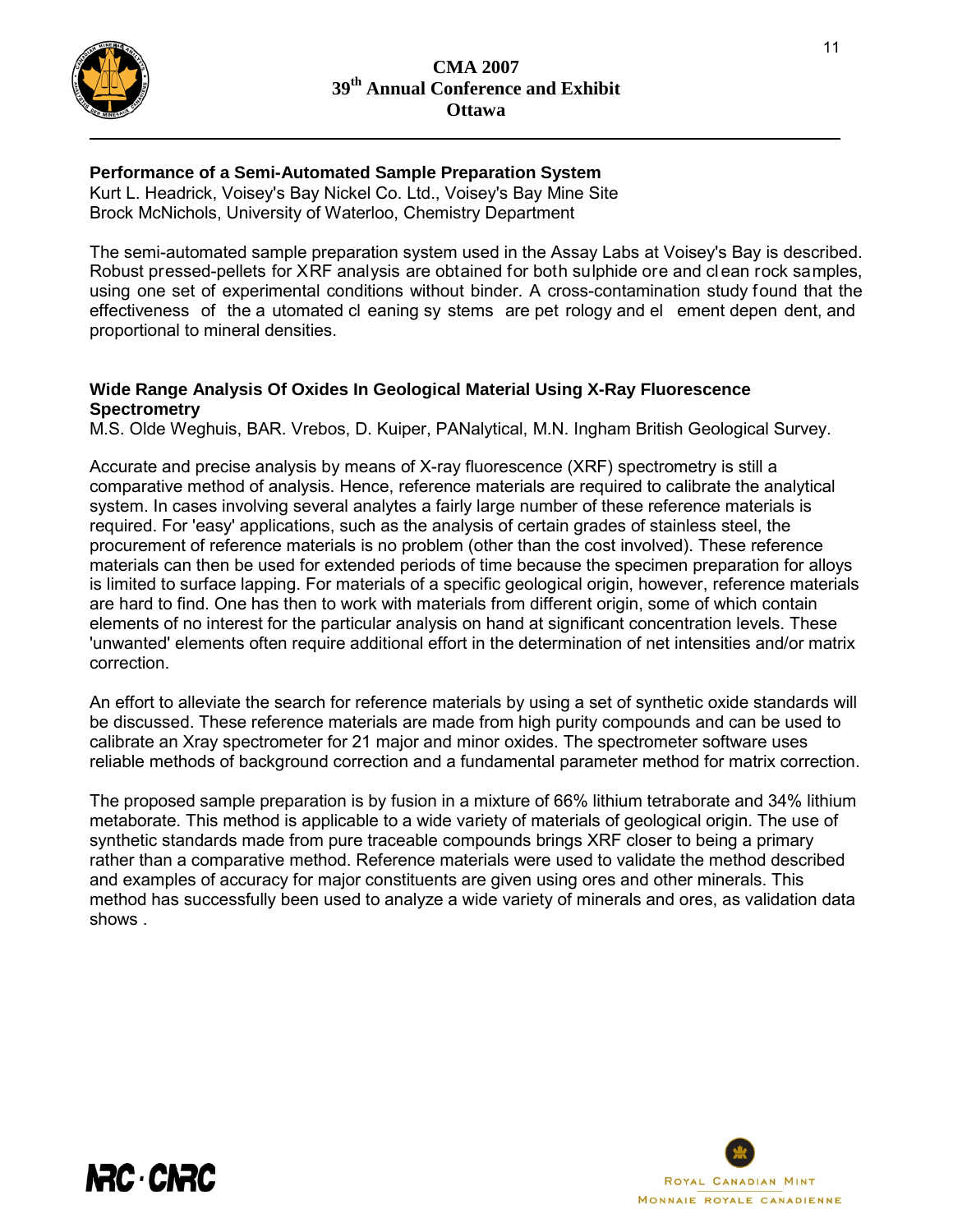### Performance of a Semi-Automated Sample Preparation System

Kurt L. Headrick, Voisey's Bay Nickel Co. Ltd., Voisey's Bay Mine Site
Brock McNichols, University of Waterloo, Chemistry Department

The semi-automated sample preparation system used in the Assay Labs at Voisey's Bay is described. Robust pressed-pellets for XRF analysis are obtained for both sulphide ore and clean rock samples, using one set of experimental conditions without binder. A cross-contamination study found that the effectiveness of the automated cleaning systems are petrology and element dependent, and proportional to mineral densities.

### Wide Range Analysis Of Oxides In Geological Material Using X-Ray Fluorescence Spectrometry

M.S. Olde Weghuis, BAR. Vrebos, D. Kuiper, PANalytical, M.N. Ingham British Geological Survey.

Accurate and precise analysis by means of X-ray fluorescence (XRF) spectrometry is still a comparative method of analysis. Hence, reference materials are required to calibrate the analytical system. In cases involving several analytes a fairly large number of these reference materials is required. For 'easy' applications, such as the analysis of certain grades of stainless steel, the procurement of reference materials is no problem (other than the cost involved). These reference materials can then be used for extended periods of time because the specimen preparation for alloys is limited to surface lapping. For materials of a specific geological origin, however, reference materials are hard to find. One has then to work with materials from different origin, some of which contain elements of no interest for the particular analysis on hand at significant concentration levels. These 'unwanted' elements often require additional effort in the determination of net intensities and/or matrix correction.

An effort to alleviate the search for reference materials by using a set of synthetic oxide standards will be discussed. These reference materials are made from high purity compounds and can be used to calibrate an Xray spectrometer for 21 major and minor oxides. The spectrometer software uses reliable methods of background correction and a fundamental parameter method for matrix correction.

The proposed sample preparation is by fusion in a mixture of 66% lithium tetraborate and 34% lithium metaborate. This method is applicable to a wide variety of materials of geological origin. The use of synthetic standards made from pure traceable compounds brings XRF closer to being a primary rather than a comparative method. Reference materials were used to validate the method described and examples of accuracy for major constituents are given using ores and other minerals. This method has successfully been used to analyze a wide variety of minerals and ores, as validation data shows .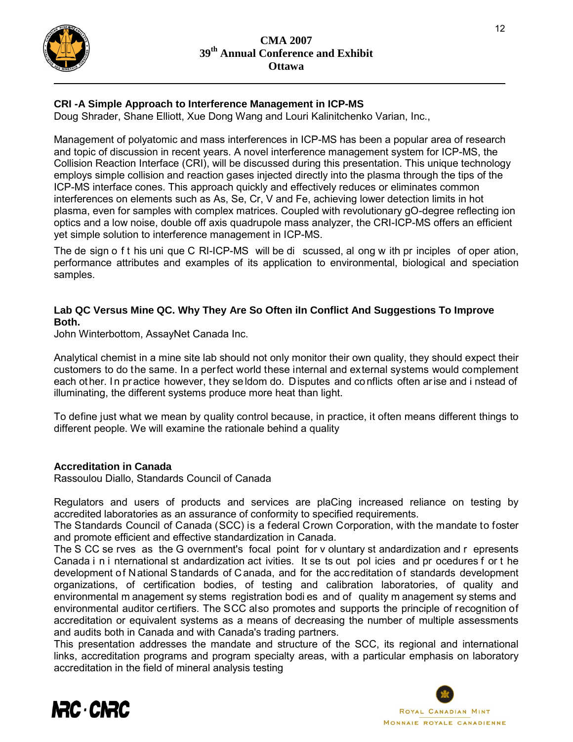### CRI -A Simple Approach to Interference Management in ICP-MS

Doug Shrader, Shane Elliott, Xue Dong Wang and Louri Kalinitchenko Varian, Inc.,

Management of polyatomic and mass interferences in ICP-MS has been a popular area of research and topic of discussion in recent years. A novel interference management system for ICP-MS, the Collision Reaction Interface (CRI), will be discussed during this presentation. This unique technology employs simple collision and reaction gases injected directly into the plasma through the tips of the ICP-MS interface cones. This approach quickly and effectively reduces or eliminates common interferences on elements such as As, Se, Cr, V and Fe, achieving lower detection limits in hot plasma, even for samples with complex matrices. Coupled with revolutionary gO-degree reflecting ion optics and a low noise, double off axis quadrupole mass analyzer, the CRI-ICP-MS offers an efficient yet simple solution to interference management in ICP-MS.

The design of this unique CRI-ICP-MS will be discussed, along with principles of operation, performance attributes and examples of its application to environmental, biological and speciation samples.

### Lab QC Versus Mine QC. Why They Are So Often iIn Conflict And Suggestions To Improve Both.

John Winterbottom, AssayNet Canada Inc.

Analytical chemist in a mine site lab should not only monitor their own quality, they should expect their customers to do the same. In a perfect world these internal and external systems would complement each other. In practice however, they seldom do. Disputes and conflicts often arise and instead of illuminating, the different systems produce more heat than light.

To define just what we mean by quality control because, in practice, it often means different things to different people. We will examine the rationale behind a quality

### Accreditation in Canada

Rassoulou Diallo, Standards Council of Canada

Regulators and users of products and services are plaCing increased reliance on testing by accredited laboratories as an assurance of conformity to specified requirements.
The Standards Council of Canada (SCC) is a federal Crown Corporation, with the mandate to foster and promote efficient and effective standardization in Canada.
The SCC serves as the Government's focal point for voluntary standardization and represents Canada in international standardization activities. It sets out policies and procedures for the development of National Standards of Canada, and for the accreditation of standards development organizations, of certification bodies, of testing and calibration laboratories, of quality and environmental management systems registration bodies and of quality management systems and environmental auditor certifiers. The SCC also promotes and supports the principle of recognition of accreditation or equivalent systems as a means of decreasing the number of multiple assessments and audits both in Canada and with Canada's trading partners.
This presentation addresses the mandate and structure of the SCC, its regional and international links, accreditation programs and program specialty areas, with a particular emphasis on laboratory accreditation in the field of mineral analysis testing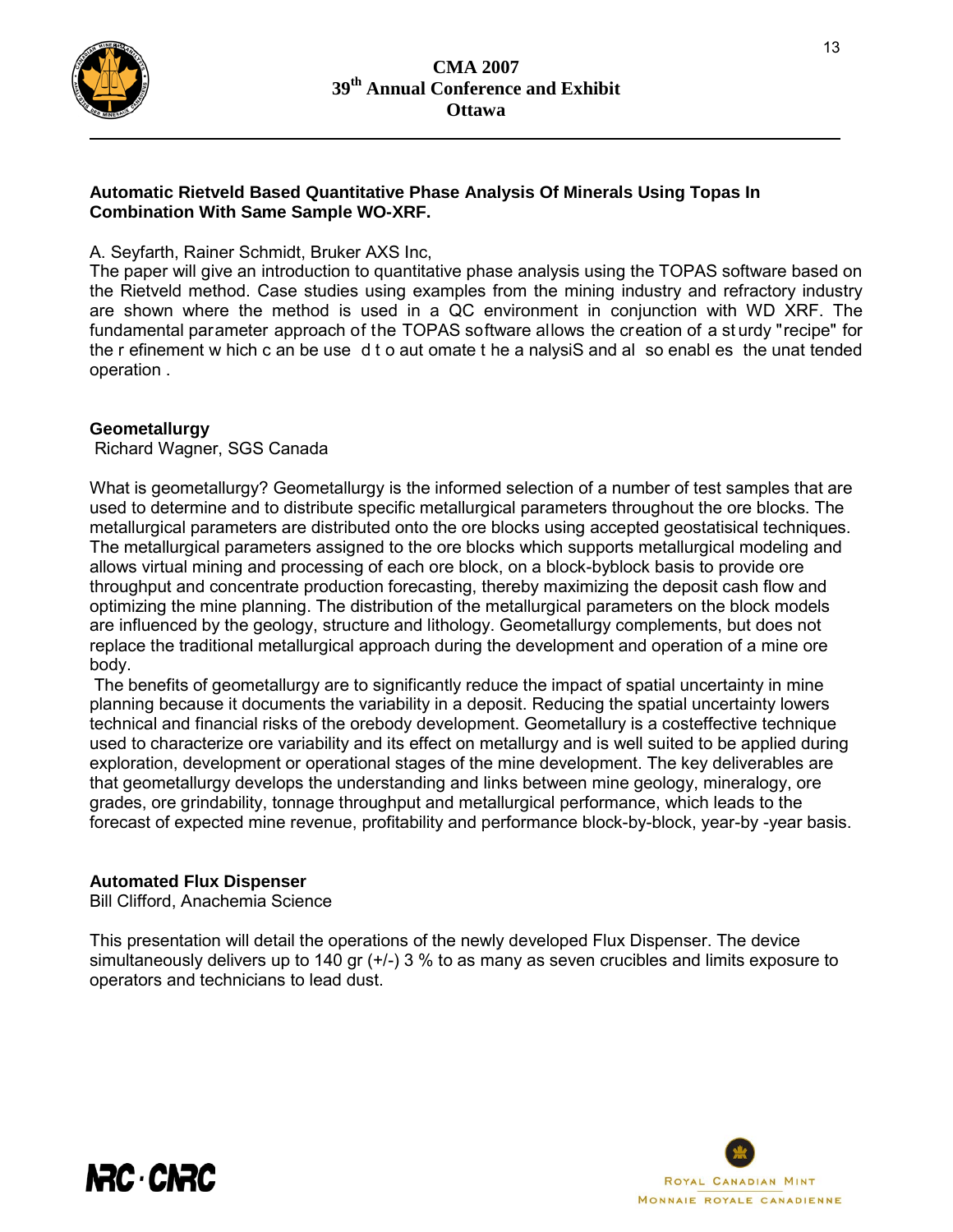### Automatic Rietveld Based Quantitative Phase Analysis Of Minerals Using Topas In Combination With Same Sample WO-XRF.

A. Seyfarth, Rainer Schmidt, Bruker AXS Inc,

The paper will give an introduction to quantitative phase analysis using the TOPAS software based on the Rietveld method. Case studies using examples from the mining industry and refractory industry are shown where the method is used in a QC environment in conjunction with WD XRF. The fundamental parameter approach of the TOPAS software allows the creation of a sturdy "recipe" for the refinement which can be used to automate the analysiS and also enables the unattended operation.

### Geometallurgy

Richard Wagner, SGS Canada

What is geometallurgy? Geometallurgy is the informed selection of a number of test samples that are used to determine and to distribute specific metallurgical parameters throughout the ore blocks. The metallurgical parameters are distributed onto the ore blocks using accepted geostatisical techniques. The metallurgical parameters assigned to the ore blocks which supports metallurgical modeling and allows virtual mining and processing of each ore block, on a block-byblock basis to provide ore throughput and concentrate production forecasting, thereby maximizing the deposit cash flow and optimizing the mine planning. The distribution of the metallurgical parameters on the block models are influenced by the geology, structure and lithology. Geometallurgy complements, but does not replace the traditional metallurgical approach during the development and operation of a mine ore body.

The benefits of geometallurgy are to significantly reduce the impact of spatial uncertainty in mine planning because it documents the variability in a deposit. Reducing the spatial uncertainty lowers technical and financial risks of the orebody development. Geometallury is a costeffective technique used to characterize ore variability and its effect on metallurgy and is well suited to be applied during exploration, development or operational stages of the mine development. The key deliverables are that geometallurgy develops the understanding and links between mine geology, mineralogy, ore grades, ore grindability, tonnage throughput and metallurgical performance, which leads to the forecast of expected mine revenue, profitability and performance block-by-block, year-by -year basis.

### Automated Flux Dispenser

Bill Clifford, Anachemia Science

This presentation will detail the operations of the newly developed Flux Dispenser. The device simultaneously delivers up to 140 gr (+/-) 3 % to as many as seven crucibles and limits exposure to operators and technicians to lead dust.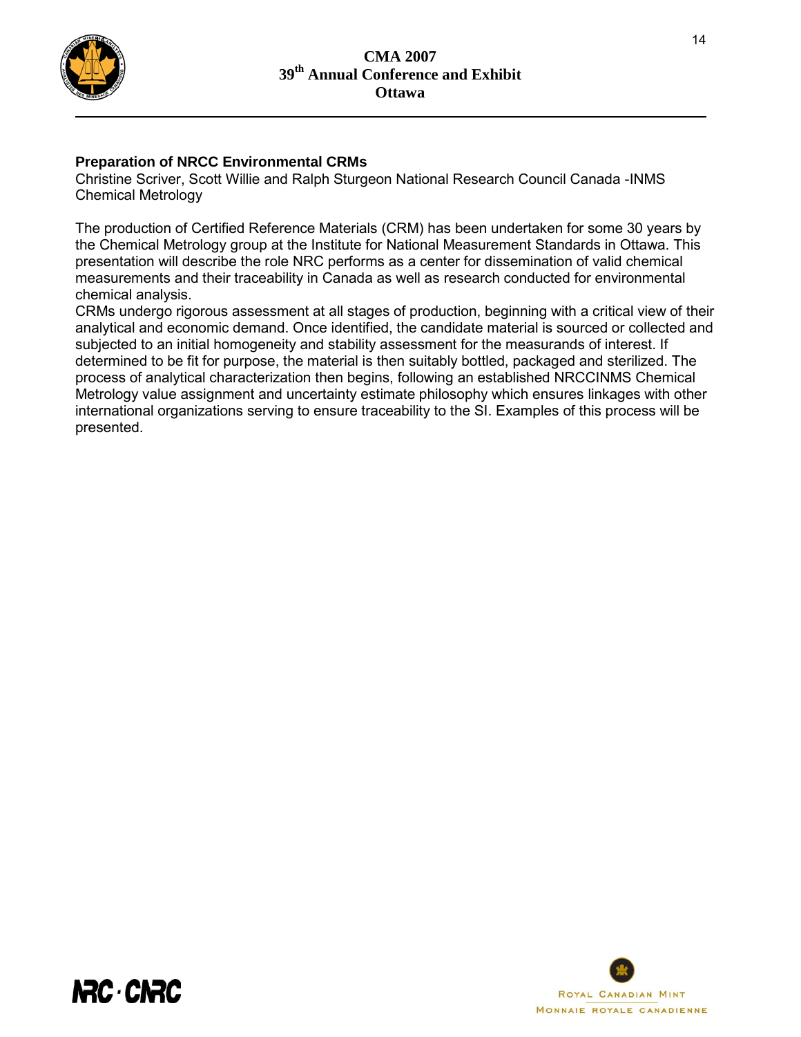## Preparation of NRCC Environmental CRMs

Christine Scriver, Scott Willie and Ralph Sturgeon National Research Council Canada -INMS Chemical Metrology

The production of Certified Reference Materials (CRM) has been undertaken for some 30 years by the Chemical Metrology group at the Institute for National Measurement Standards in Ottawa. This presentation will describe the role NRC performs as a center for dissemination of valid chemical measurements and their traceability in Canada as well as research conducted for environmental chemical analysis.

CRMs undergo rigorous assessment at all stages of production, beginning with a critical view of their analytical and economic demand. Once identified, the candidate material is sourced or collected and subjected to an initial homogeneity and stability assessment for the measurands of interest. If determined to be fit for purpose, the material is then suitably bottled, packaged and sterilized. The process of analytical characterization then begins, following an established NRCCINMS Chemical Metrology value assignment and uncertainty estimate philosophy which ensures linkages with other international organizations serving to ensure traceability to the SI. Examples of this process will be presented.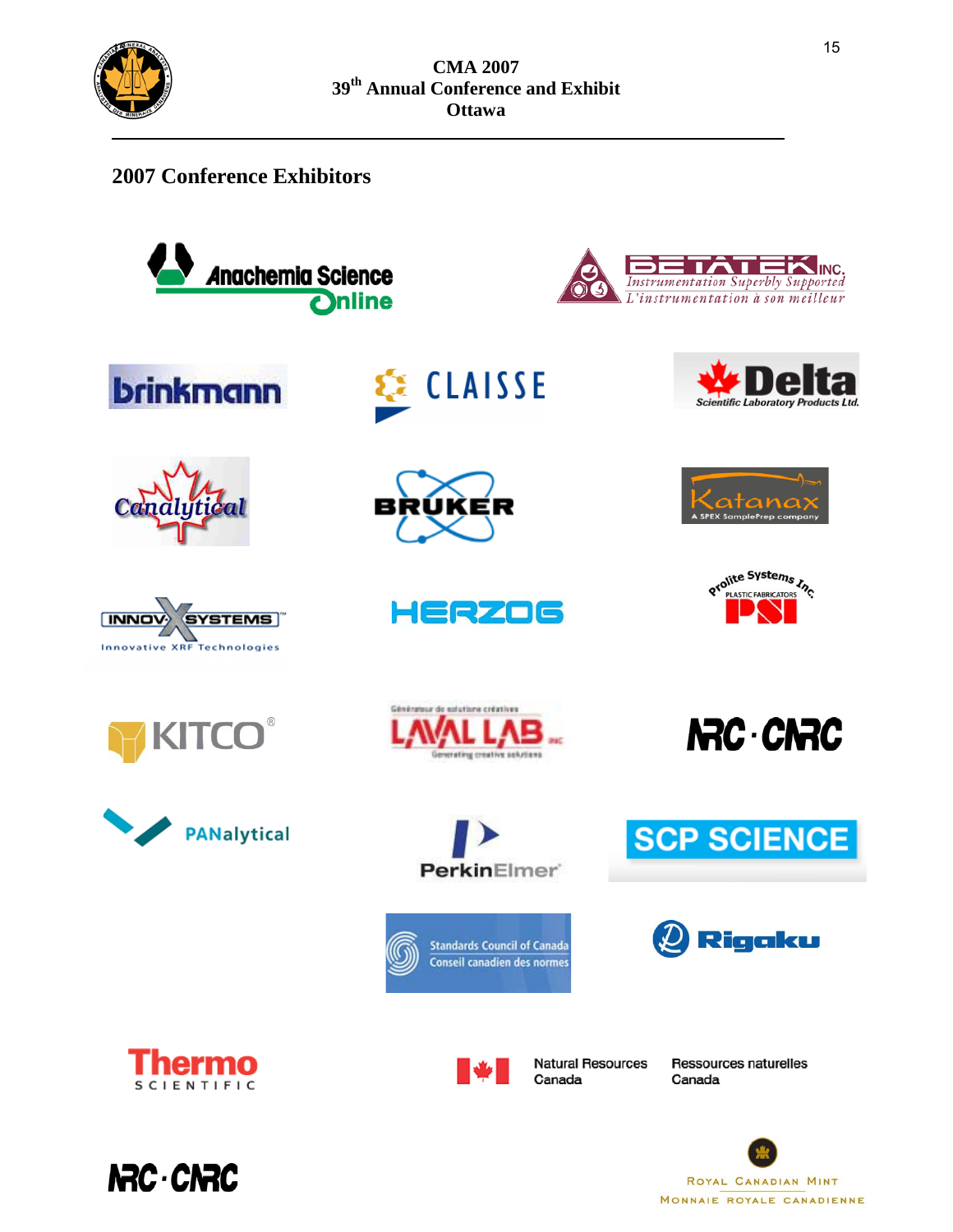## 2007 Conference Exhibitors

Anachemia Science Online

BETATEK INC. Instrumentation Superbly Supported / L'instrumentation à son meilleur

brinkmann

CLAISSE

Delta Scientific Laboratory Products Ltd.

Canalytical

BRUKER

Katanax A SPEX SamplePrep company

INNOV-X SYSTEMS Innovative XRF Technologies

HERZOG

Prolite Systems Inc. PLASTIC FABRICATORS PSI

KITCO®

Générateur de solutions créatives LAVAL LAB INC Generating creative solutions

NRC · CNRC

PANalytical

PerkinElmer

SCP SCIENCE

Standards Council of Canada / Conseil canadien des normes

Rigaku

Thermo SCIENTIFIC

Natural Resources Canada / Ressources naturelles Canada

NRC · CNRC

Royal Canadian Mint / Monnaie royale canadienne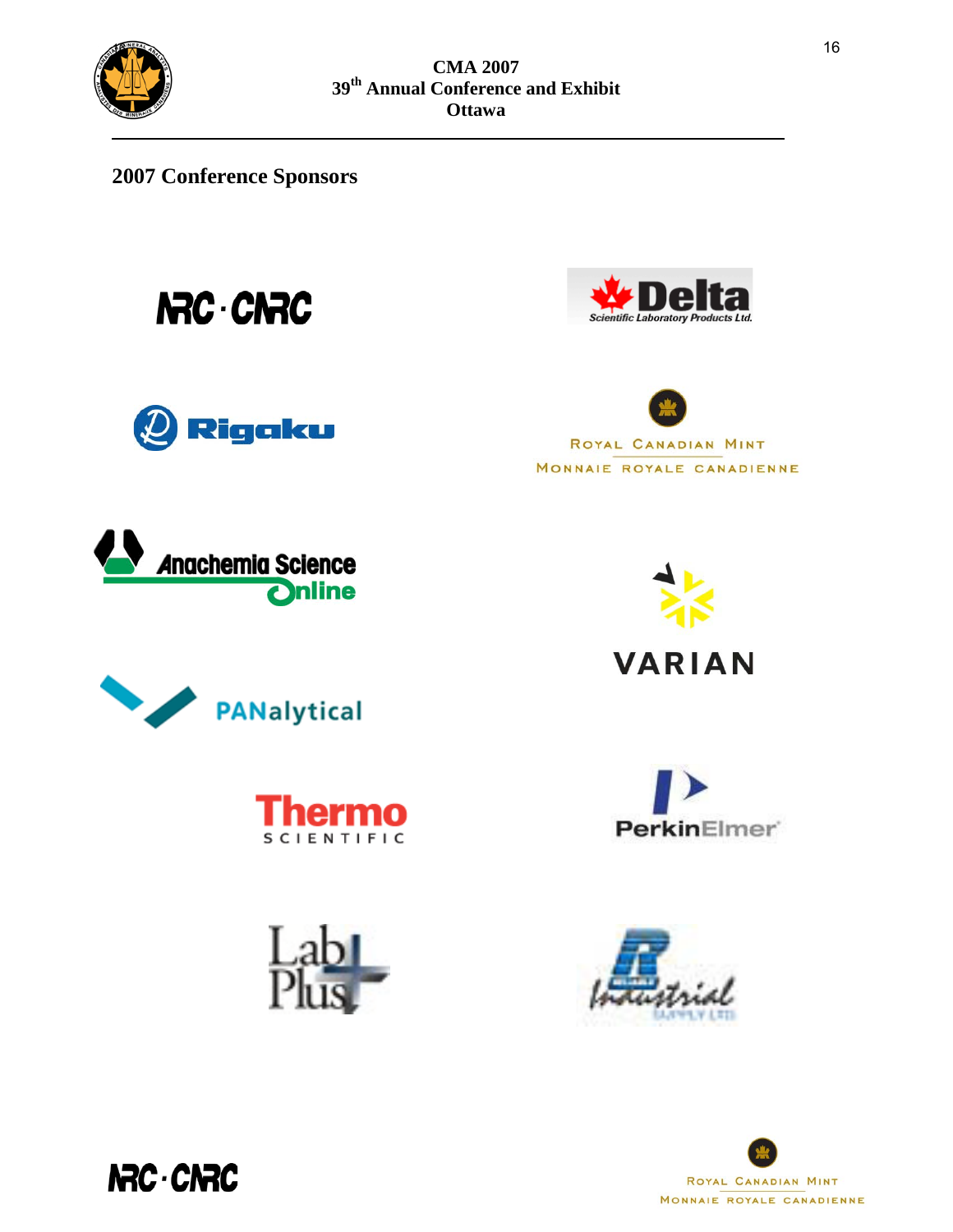## 2007 Conference Sponsors

NRC · CNRC

Delta Scientific Laboratory Products Ltd.

Rigaku

Royal Canadian Mint
Monnaie Royale Canadienne

Anachemia Science Online

Varian

PANalytical

Thermo Scientific

PerkinElmer

Lab Plus

Industrial Supply Ltd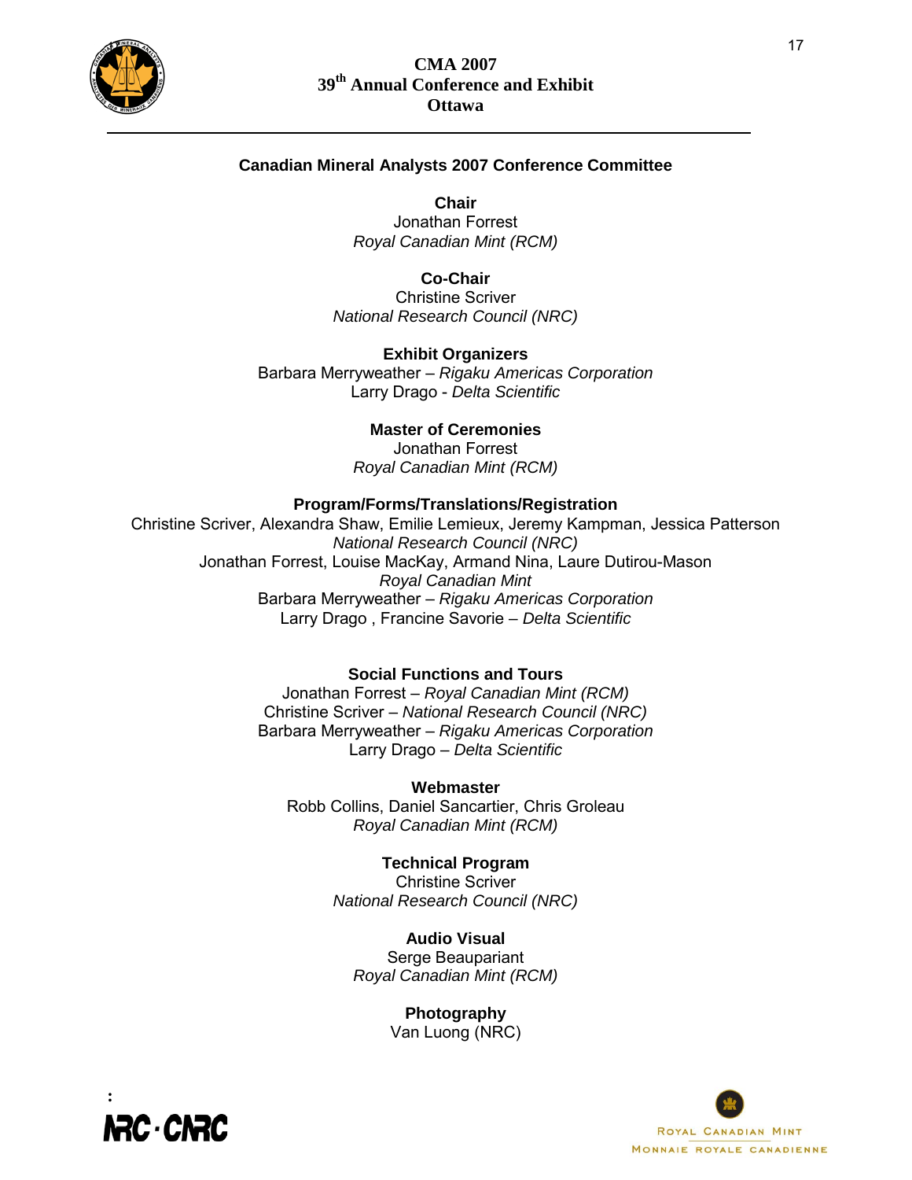## Canadian Mineral Analysts 2007 Conference Committee

**Chair**
Jonathan Forrest
*Royal Canadian Mint (RCM)*

**Co-Chair**
Christine Scriver
*National Research Council (NRC)*

**Exhibit Organizers**
Barbara Merryweather – *Rigaku Americas Corporation*
Larry Drago - *Delta Scientific*

**Master of Ceremonies**
Jonathan Forrest
*Royal Canadian Mint (RCM)*

**Program/Forms/Translations/Registration**
Christine Scriver, Alexandra Shaw, Emilie Lemieux, Jeremy Kampman, Jessica Patterson
*National Research Council (NRC)*
Jonathan Forrest, Louise MacKay, Armand Nina, Laure Dutirou-Mason
*Royal Canadian Mint*
Barbara Merryweather – *Rigaku Americas Corporation*
Larry Drago , Francine Savorie – *Delta Scientific*

**Social Functions and Tours**
Jonathan Forrest – *Royal Canadian Mint (RCM)*
Christine Scriver – *National Research Council (NRC)*
Barbara Merryweather – *Rigaku Americas Corporation*
Larry Drago – *Delta Scientific*

**Webmaster**
Robb Collins, Daniel Sancartier, Chris Groleau
*Royal Canadian Mint (RCM)*

**Technical Program**
Christine Scriver
*National Research Council (NRC)*

**Audio Visual**
Serge Beaupariant
*Royal Canadian Mint (RCM)*

**Photography**
Van Luong (NRC)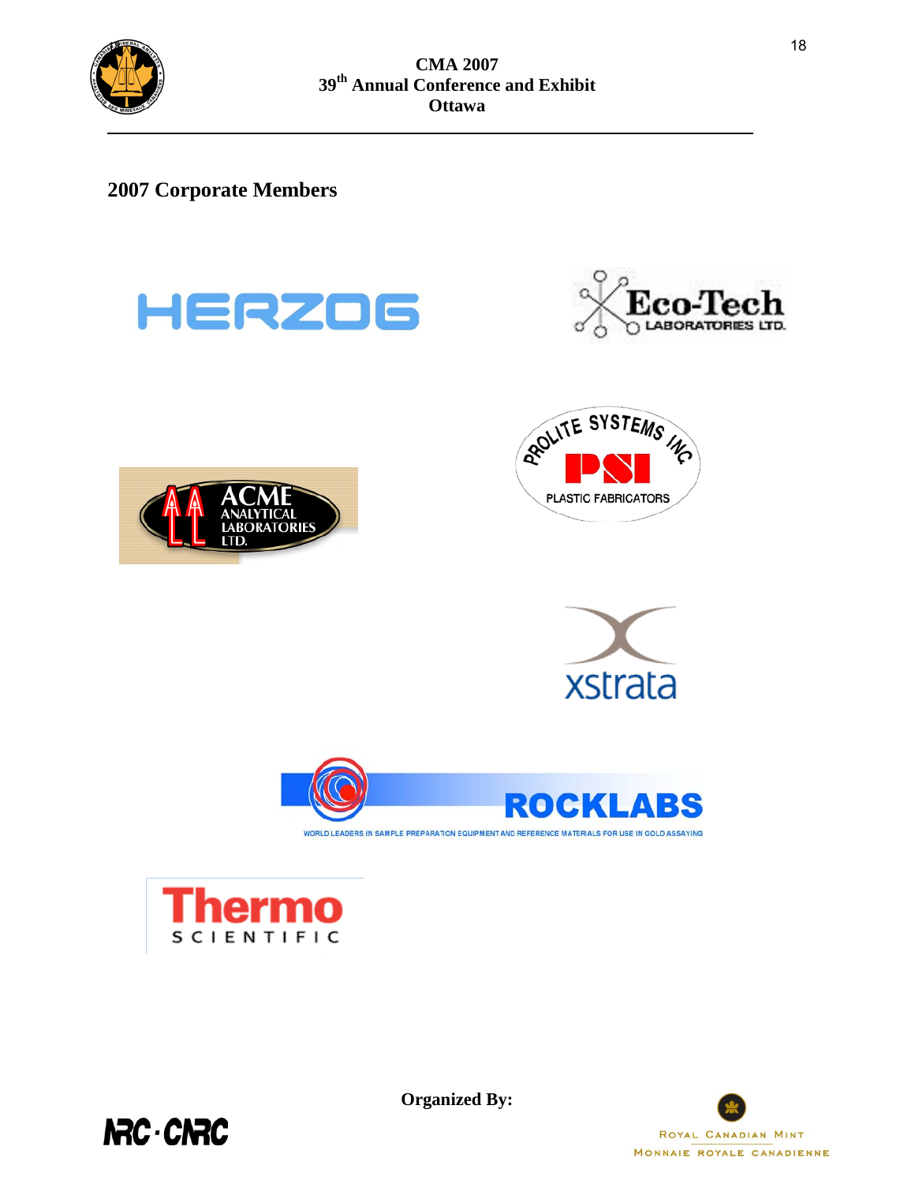## 2007 Corporate Members

HERZOG

Eco-Tech LABORATORIES LTD.

ACME ANALYTICAL LABORATORIES LTD.

PROLITE SYSTEMS INC. PSI PLASTIC FABRICATORS

xstrata

ROCKLABS

WORLD LEADERS IN SAMPLE PREPARATION EQUIPMENT AND REFERENCE MATERIALS FOR USE IN GOLD ASSAYING

Thermo SCIENTIFIC

**Organized By:**

NRC · CNRC

ROYAL CANADIAN MINT
MONNAIE ROYALE CANADIENNE